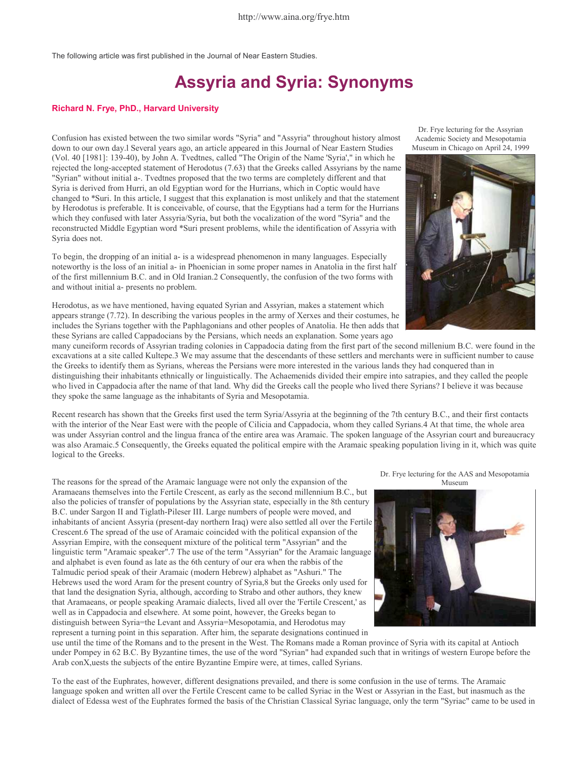The following article was first published in the Journal of Near Eastern Studies.

# Assyria and Syria: Synonyms

**Richard N. Frye, PhD., Harvard University**

Dr. Frye lecturing for the Assyrian Academic Society and Mesopotamia Museum in Chicago on April 24, 1999

Confusion has existed between the two similar words "Syria" and "Assyria" throughout history almost down to our own day.l Several years ago, an article appeared in this Journal of Near Eastern Studies (Vol. 40 [1981]: 139-40), by John A. Tvedtnes, called "The Origin of the Name 'Syria'," in which he rejected the long-accepted statement of Herodotus (7.63) that the Greeks called Assyrians by the name "Syrian" without initial a-. Tvedtnes proposed that the two terms are completely different and that Syria is derived from Hurri, an old Egyptian word for the Hurrians, which in Coptic would have changed to *Suri. In this article, I suggest that this explanation is most unlikely and that the statement by Herodotus is preferable. It is conceivable, of course, that the Egyptians had a term for the Hurrians which they confused with later Assyria/Syria, but both the vocalization of the word "Syria" and the reconstructed Middle Egyptian word *Suri present problems, while the identification of Assyria with Syria does not.

To begin, the dropping of an initial a- is a widespread phenomenon in many languages. Especially noteworthy is the loss of an initial a- in Phoenician in some proper names in Anatolia in the first half of the first millennium B.C. and in Old Iranian.2 Consequently, the confusion of the two forms with and without initial a- presents no problem.

Herodotus, as we have mentioned, having equated Syrian and Assyrian, makes a statement which appears strange (7.72). In describing the various peoples in the army of Xerxes and their costumes, he includes the Syrians together with the Paphlagonians and other peoples of Anatolia. He then adds that these Syrians are called Cappadocians by the Persians, which needs an explanation. Some years ago many cuneiform records of Assyrian trading colonies in Cappadocia dating from the first part of the second millenium B.C. were found in the excavations at a site called Kultepe.3 We may assume that the descendants of these settlers and merchants were in sufficient number to cause the Greeks to identify them as Syrians, whereas the Persians were more interested in the various lands they had conquered than in distinguishing their inhabitants ethnically or linguistically. The Achaemenids divided their empire into satrapies, and they called the people who lived in Cappadocia after the name of that land. Why did the Greeks call the people who lived there Syrians? I believe it was because they spoke the same language as the inhabitants of Syria and Mesopotamia.

Recent research has shown that the Greeks first used the term Syria/Assyria at the beginning of the 7th century B.C., and their first contacts with the interior of the Near East were with the people of Cilicia and Cappadocia, whom they called Syrians.4 At that time, the whole area was under Assyrian control and the lingua franca of the entire area was Aramaic. The spoken language of the Assyrian court and bureaucracy was also Aramaic.5 Consequently, the Greeks equated the political empire with the Aramaic speaking population living in it, which was quite logical to the Greeks.

Dr. Frye lecturing for the AAS and Mesopotamia Museum

The reasons for the spread of the Aramaic language were not only the expansion of the Aramaeans themselves into the Fertile Crescent, as early as the second millennium B.C., but also the policies of transfer of populations by the Assyrian state, especially in the 8th century B.C. under Sargon II and Tiglath-Pileser III. Large numbers of people were moved, and inhabitants of ancient Assyria (present-day northern Iraq) were also settled all over the Fertile Crescent.6 The spread of the use of Aramaic coincided with the political expansion of the Assyrian Empire, with the consequent mixture of the political term "Assyrian" and the linguistic term "Aramaic speaker".7 The use of the term "Assyrian" for the Aramaic language and alphabet is even found as late as the 6th century of our era when the rabbis of the Talmudic period speak of their Aramaic (modern Hebrew) alphabet as "Ashuri." The Hebrews used the word Aram for the present country of Syria,8 but the Greeks only used for that land the designation Syria, although, according to Strabo and other authors, they knew that Aramaeans, or people speaking Aramaic dialects, lived all over the 'Fertile Crescent,' as well as in Cappadocia and elsewhere. At some point, however, the Greeks began to distinguish between Syria=the Levant and Assyria=Mesopotamia, and Herodotus may represent a turning point in this separation. After him, the separate designations continued in use until the time of the Romans and to the present in the West. The Romans made a Roman province of Syria with its capital at Antioch under Pompey in 62 B.C. By Byzantine times, the use of the word "Syrian" had expanded such that in writings of western Europe before the Arab conX,uests the subjects of the entire Byzantine Empire were, at times, called Syrians.

To the east of the Euphrates, however, different designations prevailed, and there is some confusion in the use of terms. The Aramaic language spoken and written all over the Fertile Crescent came to be called Syriac in the West or Assyrian in the East, but inasmuch as the dialect of Edessa west of the Euphrates formed the basis of the Christian Classical Syriac language, only the term "Syriac" came to be used in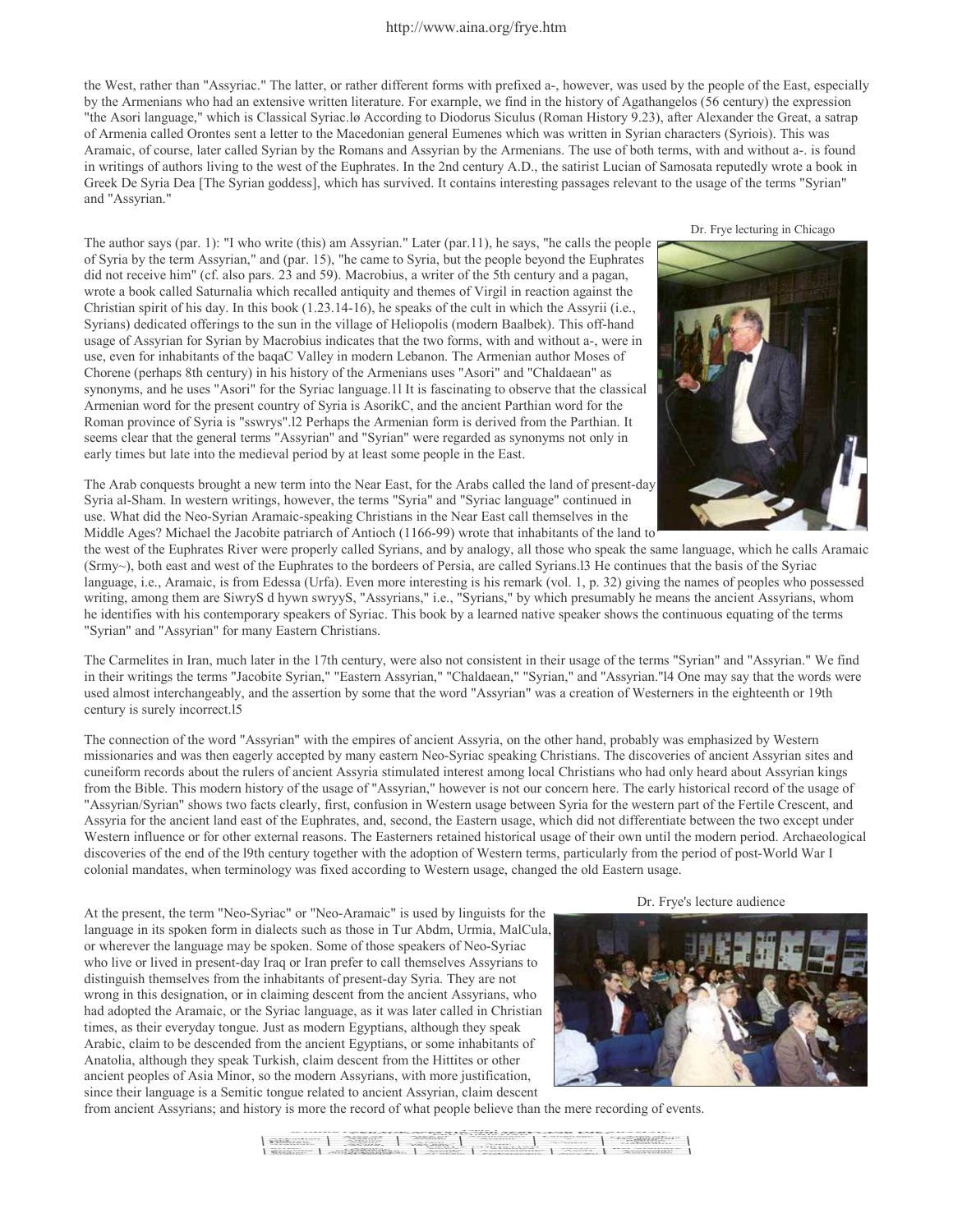the West, rather than "Assyriac." The latter, or rather different forms with prefixed a-, however, was used by the people of the East, especially by the Armenians who had an extensive written literature. For exarnple, we find in the history of Agathangelos (56 century) the expression "the Asori language," which is Classical Syriac.lø According to Diodorus Siculus (Roman History 9.23), after Alexander the Great, a satrap of Armenia called Orontes sent a letter to the Macedonian general Eumenes which was written in Syrian characters (Syriois). This was Aramaic, of course, later called Syrian by the Romans and Assyrian by the Armenians. The use of both terms, with and without a-. is found in writings of authors living to the west of the Euphrates. In the 2nd century A.D., the satirist Lucian of Samosata reputedly wrote a book in Greek De Syria Dea [The Syrian goddess], which has survived. It contains interesting passages relevant to the usage of the terms "Syrian" and "Assyrian."

Dr. Frye lecturing in Chicago

The author says (par. 1): "I who write (this) am Assyrian." Later (par.11), he says, "he calls the people of Syria by the term Assyrian," and (par. 15), "he came to Syria, but the people beyond the Euphrates did not receive him" (cf. also pars. 23 and 59). Macrobius, a writer of the 5th century and a pagan, wrote a book called Saturnalia which recalled antiquity and themes of Virgil in reaction against the Christian spirit of his day. In this book (1.23.14-16), he speaks of the cult in which the Assyrii (i.e., Syrians) dedicated offerings to the sun in the village of Heliopolis (modern Baalbek). This off-hand usage of Assyrian for Syrian by Macrobius indicates that the two forms, with and without a-, were in use, even for inhabitants of the baqaC Valley in modern Lebanon. The Armenian author Moses of Chorene (perhaps 8th century) in his history of the Armenians uses "Asori" and "Chaldaean" as synonyms, and he uses "Asori" for the Syriac language.11 It is fascinating to observe that the classical Armenian word for the present country of Syria is AsorikC, and the ancient Parthian word for the Roman province of Syria is "sswrys".l2 Perhaps the Armenian form is derived from the Parthian. It seems clear that the general terms "Assyrian" and "Syrian" were regarded as synonyms not only in early times but late into the medieval period by at least some people in the East.

The Arab conquests brought a new term into the Near East, for the Arabs called the land of present-day Syria al-Sham. In western writings, however, the terms "Syria" and "Syriac language" continued in use. What did the Neo-Syrian Aramaic-speaking Christians in the Near East call themselves in the Middle Ages? Michael the Jacobite patriarch of Antioch (1166-99) wrote that inhabitants of the land to the west of the Euphrates River were properly called Syrians, and by analogy, all those who speak the same language, which he calls Aramaic (Srmy~), both east and west of the Euphrates to the bordeers of Persia, are called Syrians.l3 He continues that the basis of the Syriac language, i.e., Aramaic, is from Edessa (Urfa). Even more interesting is his remark (vol. 1, p. 32) giving the names of peoples who possessed writing, among them are SiwryS d hywn swryyS, "Assyrians," i.e., "Syrians," by which presumably he means the ancient Assyrians, whom he identifies with his contemporary speakers of Syriac. This book by a learned native speaker shows the continuous equating of the terms "Syrian" and "Assyrian" for many Eastern Christians.

The Carmelites in Iran, much later in the 17th century, were also not consistent in their usage of the terms "Syrian" and "Assyrian." We find in their writings the terms "Jacobite Syrian," "Eastern Assyrian," "Chaldaean," "Syrian," and "Assyrian."l4 One may say that the words were used almost interchangeably, and the assertion by some that the word "Assyrian" was a creation of Westerners in the eighteenth or 19th century is surely incorrect.l5

The connection of the word "Assyrian" with the empires of ancient Assyria, on the other hand, probably was emphasized by Western missionaries and was then eagerly accepted by many eastern Neo-Syriac speaking Christians. The discoveries of ancient Assyrian sites and cuneiform records about the rulers of ancient Assyria stimulated interest among local Christians who had only heard about Assyrian kings from the Bible. This modern history of the usage of "Assyrian," however is not our concern here. The early historical record of the usage of "Assyrian/Syrian" shows two facts clearly, first, confusion in Western usage between Syria for the western part of the Fertile Crescent, and Assyria for the ancient land east of the Euphrates, and, second, the Eastern usage, which did not differentiate between the two except under Western influence or for other external reasons. The Easterners retained historical usage of their own until the modern period. Archaeological discoveries of the end of the l9th century together with the adoption of Western terms, particularly from the period of post-World War I colonial mandates, when terminology was fixed according to Western usage, changed the old Eastern usage.

Dr. Frye's lecture audience

At the present, the term "Neo-Syriac" or "Neo-Aramaic" is used by linguists for the language in its spoken form in dialects such as those in Tur Abdm, Urmia, MalCula, or wherever the language may be spoken. Some of those speakers of Neo-Syriac who live or lived in present-day Iraq or Iran prefer to call themselves Assyrians to distinguish themselves from the inhabitants of present-day Syria. They are not wrong in this designation, or in claiming descent from the ancient Assyrians, who had adopted the Aramaic, or the Syriac language, as it was later called in Christian times, as their everyday tongue. Just as modern Egyptians, although they speak Arabic, claim to be descended from the ancient Egyptians, or some inhabitants of Anatolia, although they speak Turkish, claim descent from the Hittites or other ancient peoples of Asia Minor, so the modern Assyrians, with more justification, since their language is a Semitic tongue related to ancient Assyrian, claim descent from ancient Assyrians; and history is more the record of what people believe than the mere recording of events.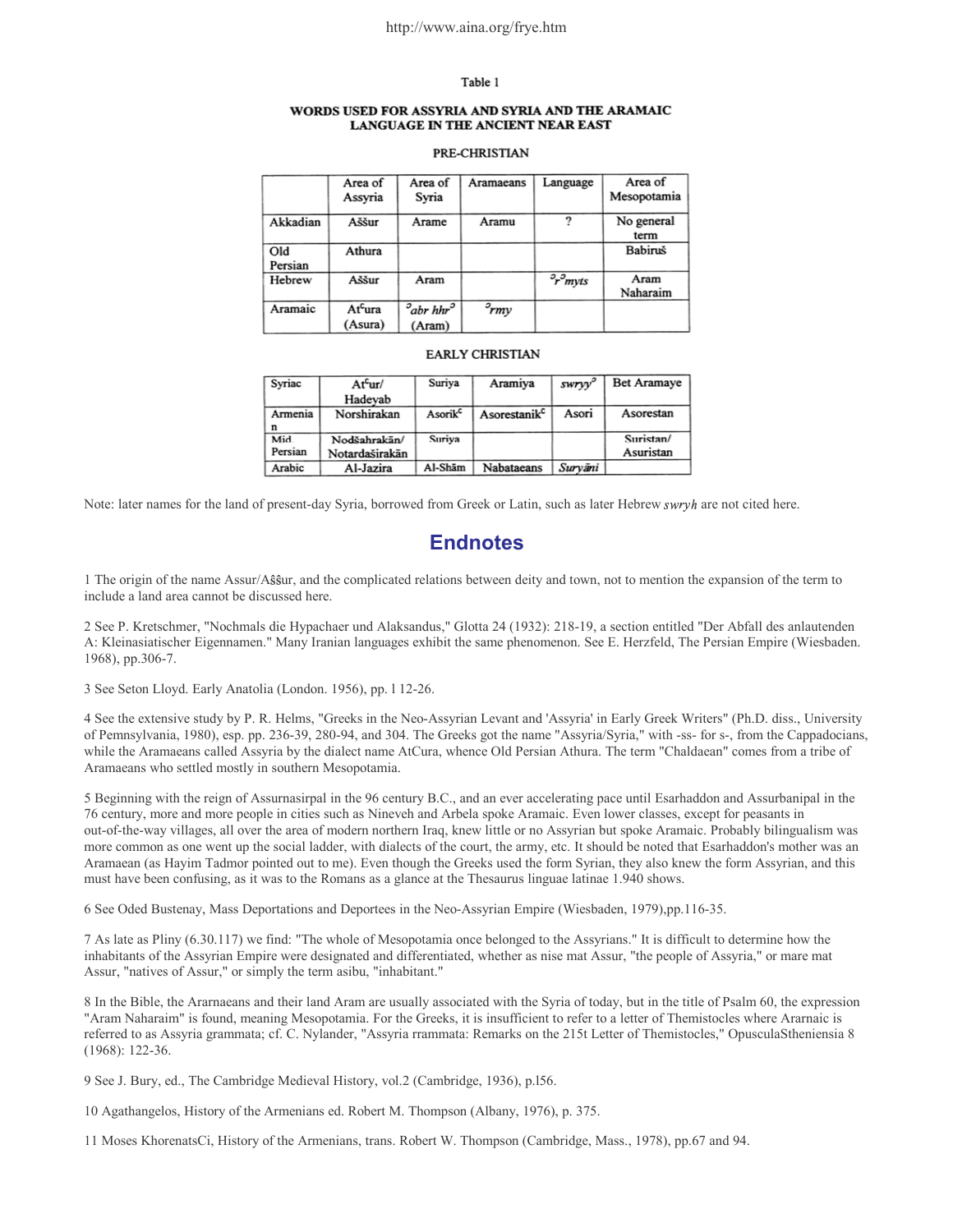Table 1

**WORDS USED FOR ASSYRIA AND SYRIA AND THE ARAMAIC LANGUAGE IN THE ANCIENT NEAR EAST**

**PRE-CHRISTIAN**

| | Area of Assyria | Area of Syria | Aramaeans | Language | Area of Mesopotamia |
|---|---|---|---|---|---|
| Akkadian | Aššur | Arame | Aramu | ? | No general term |
| Old Persian | Athura | | | | Babiruš |
| Hebrew | Aššur | Aram | | *ʾrʾmyts* | Aram Naharaim |
| Aramaic | Atᶜura (Asura) | *ʾabr hhrʾ* (Aram) | *ʾrmy* | | |

**EARLY CHRISTIAN**

| Syriac | Atᶜur/ Hadeyab | Suriya | Aramiya | *swryyʾ* | Bet Aramaye |
|---|---|---|---|---|---|
| Armenian | Norshirakan | Asorikᶜ | Asorestanikᶜ | Asori | Asorestan |
| Mid Persian | Nodšahrakān/ Notardaširakān | Suriya | | | Suristan/ Asuristan |
| Arabic | Al-Jazira | Al-Shām | Nabataeans | *Suryāni* | |

Note: later names for the land of present-day Syria, borrowed from Greek or Latin, such as later Hebrew *swryh* are not cited here.

## Endnotes

1 The origin of the name Assur/Aşşur, and the complicated relations between deity and town, not to mention the expansion of the term to include a land area cannot be discussed here.

2 See P. Kretschmer, "Nochmals die Hypachaer und Alaksandus," Glotta 24 (1932): 218-19, a section entitled "Der Abfall des anlautenden A: Kleinasiatischer Eigennamen." Many Iranian languages exhibit the same phenomenon. See E. Herzfeld, The Persian Empire (Wiesbaden. 1968), pp.306-7.

3 See Seton Lloyd. Early Anatolia (London. 1956), pp. l 12-26.

4 See the extensive study by P. R. Helms, "Greeks in the Neo-Assyrian Levant and 'Assyria' in Early Greek Writers" (Ph.D. diss., University of Pemnsylvania, 1980), esp. pp. 236-39, 280-94, and 304. The Greeks got the name "Assyria/Syria," with -ss- for s-, from the Cappadocians, while the Aramaeans called Assyria by the dialect name AtCura, whence Old Persian Athura. The term "Chaldaean" comes from a tribe of Aramaeans who settled mostly in southern Mesopotamia.

5 Beginning with the reign of Assurnasirpal in the 96 century B.C., and an ever accelerating pace until Esarhaddon and Assurbanipal in the 76 century, more and more people in cities such as Nineveh and Arbela spoke Aramaic. Even lower classes, except for peasants in out-of-the-way villages, all over the area of modern northern Iraq, knew little or no Assyrian but spoke Aramaic. Probably bilingualism was more common as one went up the social ladder, with dialects of the court, the army, etc. It should be noted that Esarhaddon's mother was an Aramaean (as Hayim Tadmor pointed out to me). Even though the Greeks used the form Syrian, they also knew the form Assyrian, and this must have been confusing, as it was to the Romans as a glance at the Thesaurus linguae latinae 1.940 shows.

6 See Oded Bustenay, Mass Deportations and Deportees in the Neo-Assyrian Empire (Wiesbaden, 1979),pp.116-35.

7 As late as Pliny (6.30.117) we find: "The whole of Mesopotamia once belonged to the Assyrians." It is difficult to determine how the inhabitants of the Assyrian Empire were designated and differentiated, whether as nise mat Assur, "the people of Assyria," or mare mat Assur, "natives of Assur," or simply the term asibu, "inhabitant."

8 In the Bible, the Ararnaeans and their land Aram are usually associated with the Syria of today, but in the title of Psalm 60, the expression "Aram Naharaim" is found, meaning Mesopotamia. For the Greeks, it is insufficient to refer to a letter of Themistocles where Ararnaic is referred to as Assyria grammata; cf. C. Nylander, "Assyria rrammata: Remarks on the 215t Letter of Themistocles," OpusculaStheniensia 8 (1968): 122-36.

9 See J. Bury, ed., The Cambridge Medieval History, vol.2 (Cambridge, 1936), p.l56.

10 Agathangelos, History of the Armenians ed. Robert M. Thompson (Albany, 1976), p. 375.

11 Moses KhorenatsCi, History of the Armenians, trans. Robert W. Thompson (Cambridge, Mass., 1978), pp.67 and 94.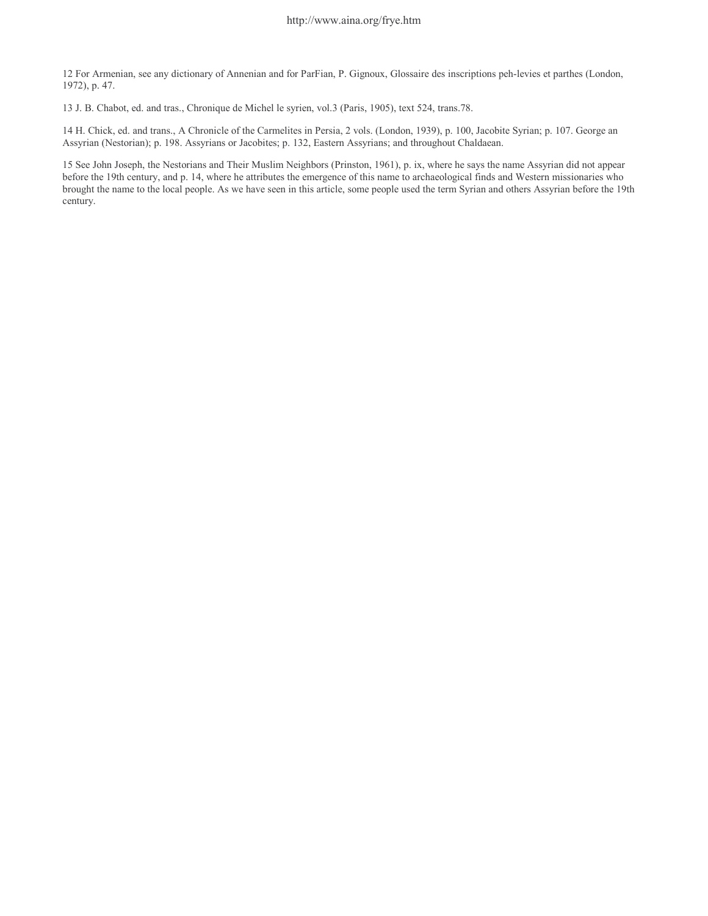12 For Armenian, see any dictionary of Annenian and for ParFian, P. Gignoux, Glossaire des inscriptions peh-levies et parthes (London, 1972), p. 47.

13 J. B. Chabot, ed. and tras., Chronique de Michel le syrien, vol.3 (Paris, 1905), text 524, trans.78.

14 H. Chick, ed. and trans., A Chronicle of the Carmelites in Persia, 2 vols. (London, 1939), p. 100, Jacobite Syrian; p. 107. George an Assyrian (Nestorian); p. 198. Assyrians or Jacobites; p. 132, Eastern Assyrians; and throughout Chaldaean.

15 See John Joseph, the Nestorians and Their Muslim Neighbors (Prinston, 1961), p. ix, where he says the name Assyrian did not appear before the 19th century, and p. 14, where he attributes the emergence of this name to archaeological finds and Western missionaries who brought the name to the local people. As we have seen in this article, some people used the term Syrian and others Assyrian before the 19th century.